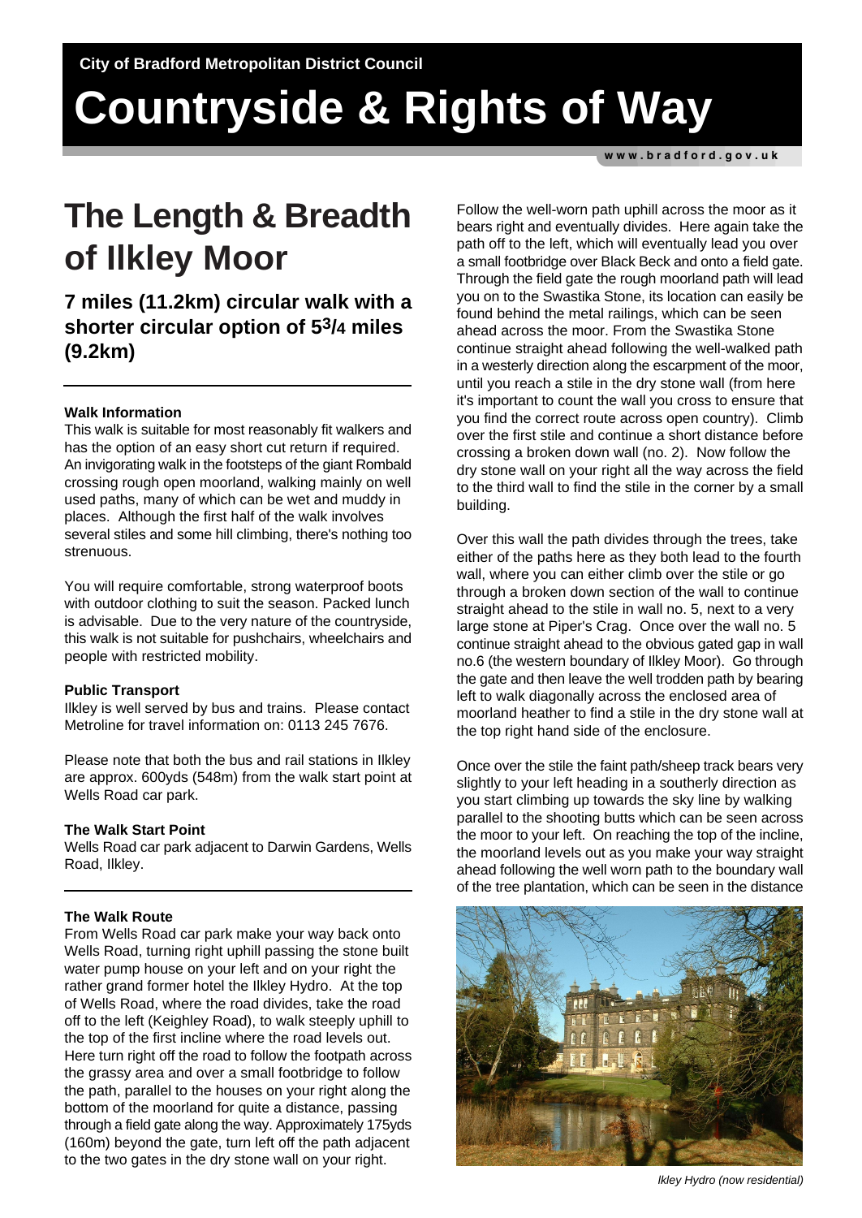City of Bradford Metropolitan District Council

# Countryside & Rights of Way

www.bradford.gov.uk

# The Length & Breadth of Ilkley Moor

## 7 miles (11.2km) circular walk with a shorter circular option of 5$^{3}/_{4}$ miles (9.2km)

**Walk Information**

This walk is suitable for most reasonably fit walkers and has the option of an easy short cut return if required. An invigorating walk in the footsteps of the giant Rombald crossing rough open moorland, walking mainly on well used paths, many of which can be wet and muddy in places. Although the first half of the walk involves several stiles and some hill climbing, there's nothing too strenuous.

You will require comfortable, strong waterproof boots with outdoor clothing to suit the season. Packed lunch is advisable. Due to the very nature of the countryside, this walk is not suitable for pushchairs, wheelchairs and people with restricted mobility.

**Public Transport**

Ilkley is well served by bus and trains. Please contact Metroline for travel information on: 0113 245 7676.

Please note that both the bus and rail stations in Ilkley are approx. 600yds (548m) from the walk start point at Wells Road car park.

**The Walk Start Point**

Wells Road car park adjacent to Darwin Gardens, Wells Road, Ilkley.

**The Walk Route**

From Wells Road car park make your way back onto Wells Road, turning right uphill passing the stone built water pump house on your left and on your right the rather grand former hotel the Ilkley Hydro. At the top of Wells Road, where the road divides, take the road off to the left (Keighley Road), to walk steeply uphill to the top of the first incline where the road levels out. Here turn right off the road to follow the footpath across the grassy area and over a small footbridge to follow the path, parallel to the houses on your right along the bottom of the moorland for quite a distance, passing through a field gate along the way. Approximately 175yds (160m) beyond the gate, turn left off the path adjacent to the two gates in the dry stone wall on your right.

Follow the well-worn path uphill across the moor as it bears right and eventually divides. Here again take the path off to the left, which will eventually lead you over a small footbridge over Black Beck and onto a field gate. Through the field gate the rough moorland path will lead you on to the Swastika Stone, its location can easily be found behind the metal railings, which can be seen ahead across the moor. From the Swastika Stone continue straight ahead following the well-walked path in a westerly direction along the escarpment of the moor, until you reach a stile in the dry stone wall (from here it's important to count the wall you cross to ensure that you find the correct route across open country). Climb over the first stile and continue a short distance before crossing a broken down wall (no. 2). Now follow the dry stone wall on your right all the way across the field to the third wall to find the stile in the corner by a small building.

Over this wall the path divides through the trees, take either of the paths here as they both lead to the fourth wall, where you can either climb over the stile or go through a broken down section of the wall to continue straight ahead to the stile in wall no. 5, next to a very large stone at Piper's Crag. Once over the wall no. 5 continue straight ahead to the obvious gated gap in wall no.6 (the western boundary of Ilkley Moor). Go through the gate and then leave the well trodden path by bearing left to walk diagonally across the enclosed area of moorland heather to find a stile in the dry stone wall at the top right hand side of the enclosure.

Once over the stile the faint path/sheep track bears very slightly to your left heading in a southerly direction as you start climbing up towards the sky line by walking parallel to the shooting butts which can be seen across the moor to your left. On reaching the top of the incline, the moorland levels out as you make your way straight ahead following the well worn path to the boundary wall of the tree plantation, which can be seen in the distance

*Ilkley Hydro (now residential)*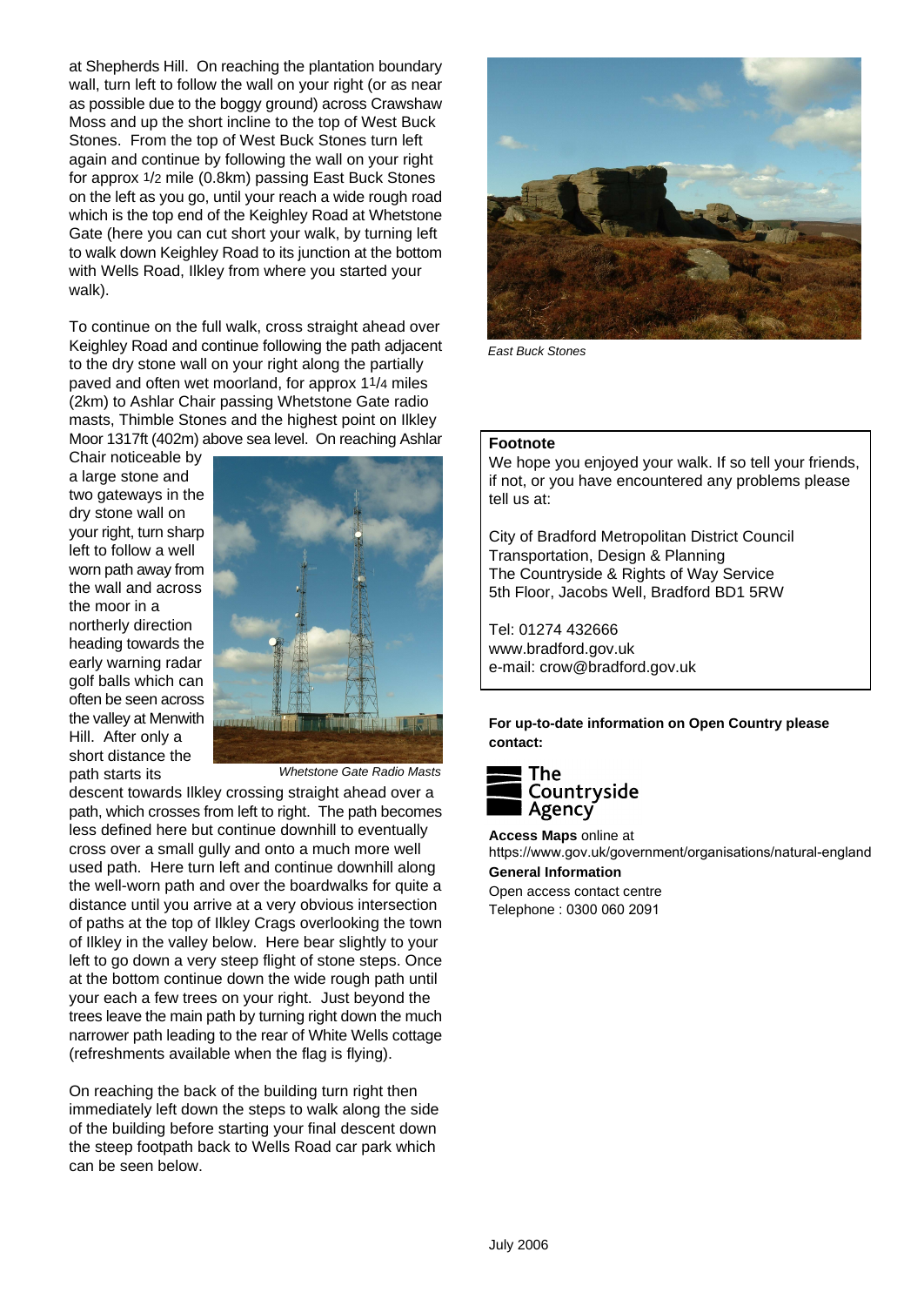at Shepherds Hill. On reaching the plantation boundary wall, turn left to follow the wall on your right (or as near as possible due to the boggy ground) across Crawshaw Moss and up the short incline to the top of West Buck Stones. From the top of West Buck Stones turn left again and continue by following the wall on your right for approx 1/2 mile (0.8km) passing East Buck Stones on the left as you go, until your reach a wide rough road which is the top end of the Keighley Road at Whetstone Gate (here you can cut short your walk, by turning left to walk down Keighley Road to its junction at the bottom with Wells Road, Ilkley from where you started your walk).

To continue on the full walk, cross straight ahead over Keighley Road and continue following the path adjacent to the dry stone wall on your right along the partially paved and often wet moorland, for approx 11/4 miles (2km) to Ashlar Chair passing Whetstone Gate radio masts, Thimble Stones and the highest point on Ilkley Moor 1317ft (402m) above sea level. On reaching Ashlar Chair noticeable by a large stone and two gateways in the dry stone wall on your right, turn sharp left to follow a well worn path away from the wall and across the moor in a northerly direction heading towards the early warning radar golf balls which can often be seen across the valley at Menwith Hill. After only a short distance the path starts its descent towards Ilkley crossing straight ahead over a path, which crosses from left to right. The path becomes less defined here but continue downhill to eventually cross over a small gully and onto a much more well used path. Here turn left and continue downhill along the well-worn path and over the boardwalks for quite a distance until you arrive at a very obvious intersection of paths at the top of Ilkley Crags overlooking the town of Ilkley in the valley below. Here bear slightly to your left to go down a very steep flight of stone steps. Once at the bottom continue down the wide rough path until your each a few trees on your right. Just beyond the trees leave the main path by turning right down the much narrower path leading to the rear of White Wells cottage (refreshments available when the flag is flying).

*Whetstone Gate Radio Masts*

On reaching the back of the building turn right then immediately left down the steps to walk along the side of the building before starting your final descent down the steep footpath back to Wells Road car park which can be seen below.

*East Buck Stones*

**Footnote**

We hope you enjoyed your walk. If so tell your friends, if not, or you have encountered any problems please tell us at:

City of Bradford Metropolitan District Council
Transportation, Design & Planning
The Countryside & Rights of Way Service
5th Floor, Jacobs Well, Bradford BD1 5RW

Tel: 01274 432666
www.bradford.gov.uk
e-mail: crow@bradford.gov.uk

**For up-to-date information on Open Country please contact:**

The Countryside Agency

**Access Maps** online at
https://www.gov.uk/government/organisations/natural-england

**General Information**
Open access contact centre
Telephone : 0300 060 2091

July 2006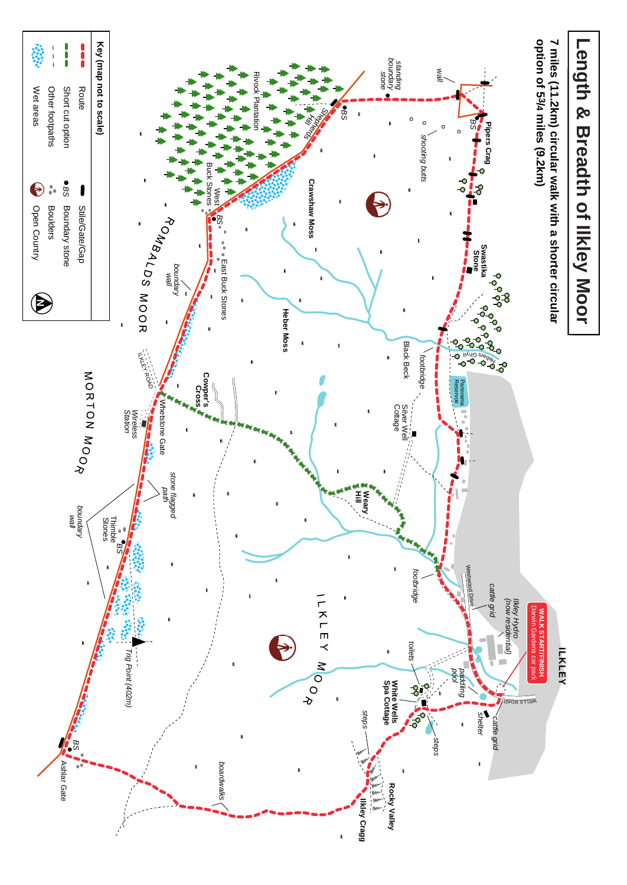# Length & Breadth of Ilkley Moor

**7 miles (11.2km) circular walk with a shorter circular option of 5¾ miles (9.2km)**

**Key (map not to scale)**

- Route
- Short cut option
- Other footpaths
- Wet areas
- Stile/Gate/Gap
- BS Boundary stone
- Boulders
- Open Country

ILKLEY

WALK START/FINISH
Darwin Gardens car park

Ilkley Hydro (now residential)

cattle grid

Westwood Drive

footbridge

WELLS ROAD

cattle grid

shelter

paddling pool

toilets

White Wells Spa Cottage

steps

steps

Rocky Valley

Ilkley Cragg

boardwalks

BS

Ashlar Gate

Trig Point (402m)

Thimble Stones

BS

stone flagged path

boundary wall

MORTON MOOR

ILKLEY MOOR

Weary Hill

Silver Well Cottage

Whetstone Gate

Wireless Station

ILKLEY ROAD

Cowper's Cross

Panorama Reservoir

footbridge

Black Beck

Heber Moss

Hebers Ghyll

Swastika Stone

Pipers Crag

BS

shooting butts

wall

standing boundary stone

BS

Shepherds Hill

Crawshaw Moss

Rivock Plantation

West Buck Stones

BS

East Buck Stones

boundary wall

ROMBALDS MOOR